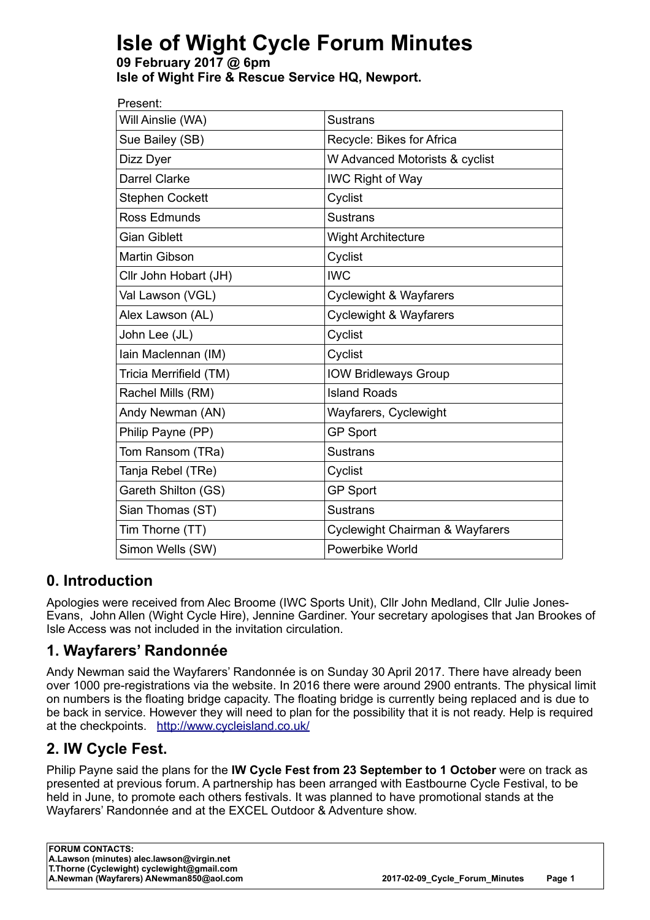# Isle of Wight Cycle Forum Minutes

**09 February 2017 @ 6pm**
**Isle of Wight Fire & Rescue Service HQ, Newport.**

Present:

| | |
|---|---|
| Will Ainslie (WA) | Sustrans |
| Sue Bailey (SB) | Recycle: Bikes for Africa |
| Dizz Dyer | W Advanced Motorists & cyclist |
| Darrel Clarke | IWC Right of Way |
| Stephen Cockett | Cyclist |
| Ross Edmunds | Sustrans |
| Gian Giblett | Wight Architecture |
| Martin Gibson | Cyclist |
| Cllr John Hobart (JH) | IWC |
| Val Lawson (VGL) | Cyclewight & Wayfarers |
| Alex Lawson (AL) | Cyclewight & Wayfarers |
| John Lee (JL) | Cyclist |
| Iain Maclennan (IM) | Cyclist |
| Tricia Merrifield (TM) | IOW Bridleways Group |
| Rachel Mills (RM) | Island Roads |
| Andy Newman (AN) | Wayfarers, Cyclewight |
| Philip Payne (PP) | GP Sport |
| Tom Ransom (TRa) | Sustrans |
| Tanja Rebel (TRe) | Cyclist |
| Gareth Shilton (GS) | GP Sport |
| Sian Thomas (ST) | Sustrans |
| Tim Thorne (TT) | Cyclewight Chairman & Wayfarers |
| Simon Wells (SW) | Powerbike World |

## 0. Introduction

Apologies were received from Alec Broome (IWC Sports Unit), Cllr John Medland, Cllr Julie Jones-Evans, John Allen (Wight Cycle Hire), Jennine Gardiner. Your secretary apologises that Jan Brookes of Isle Access was not included in the invitation circulation.

## 1. Wayfarers' Randonnée

Andy Newman said the Wayfarers' Randonnée is on Sunday 30 April 2017. There have already been over 1000 pre-registrations via the website. In 2016 there were around 2900 entrants. The physical limit on numbers is the floating bridge capacity. The floating bridge is currently being replaced and is due to be back in service. However they will need to plan for the possibility that it is not ready. Help is required at the checkpoints. http://www.cycleisland.co.uk/

## 2. IW Cycle Fest.

Philip Payne said the plans for the **IW Cycle Fest from 23 September to 1 October** were on track as presented at previous forum. A partnership has been arranged with Eastbourne Cycle Festival, to be held in June, to promote each others festivals. It was planned to have promotional stands at the Wayfarers' Randonnée and at the EXCEL Outdoor & Adventure show.

**FORUM CONTACTS:**
**A.Lawson (minutes) alec.lawson@virgin.net**
**T.Thorne (Cyclewight) cyclewight@gmail.com**
**A.Newman (Wayfarers) ANewman850@aol.com**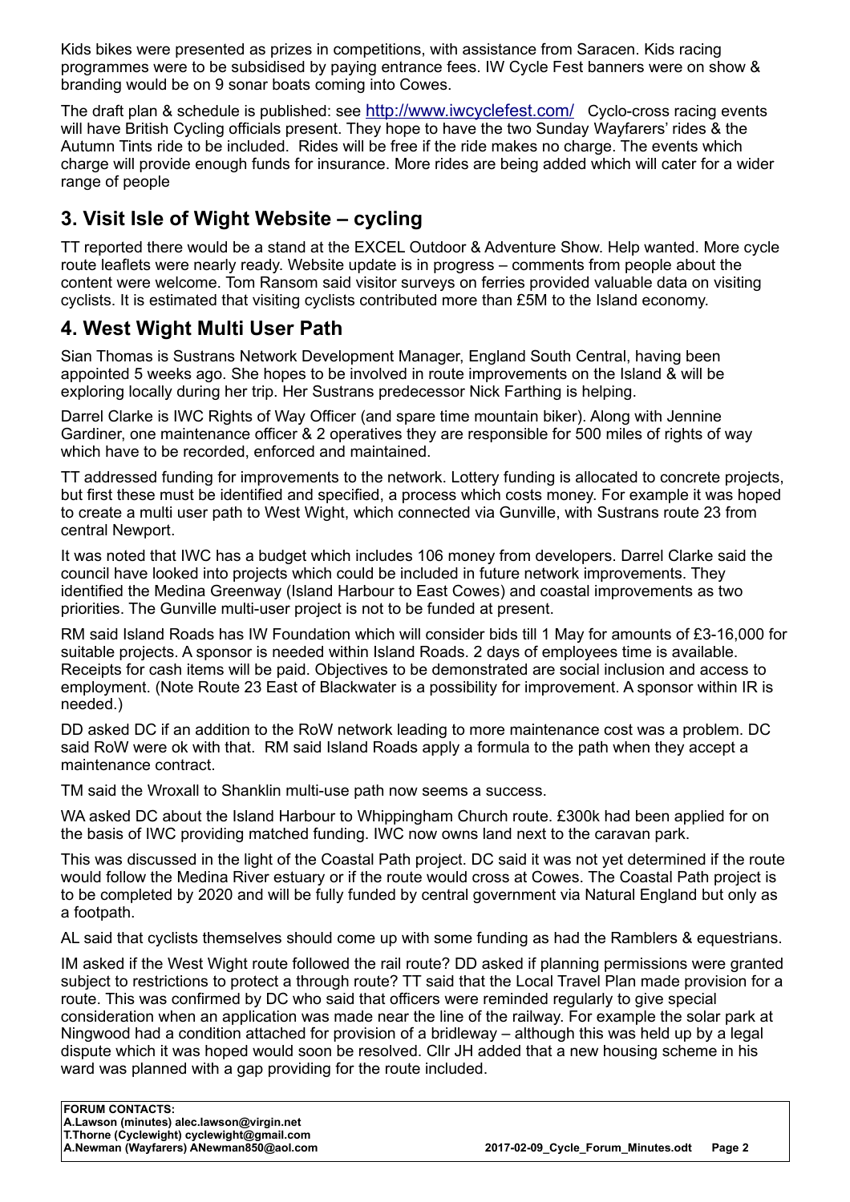Kids bikes were presented as prizes in competitions, with assistance from Saracen. Kids racing programmes were to be subsidised by paying entrance fees. IW Cycle Fest banners were on show & branding would be on 9 sonar boats coming into Cowes.

The draft plan & schedule is published: see http://www.iwcyclefest.com/ Cyclo-cross racing events will have British Cycling officials present. They hope to have the two Sunday Wayfarers' rides & the Autumn Tints ride to be included. Rides will be free if the ride makes no charge. The events which charge will provide enough funds for insurance. More rides are being added which will cater for a wider range of people

## 3. Visit Isle of Wight Website – cycling

TT reported there would be a stand at the EXCEL Outdoor & Adventure Show. Help wanted. More cycle route leaflets were nearly ready. Website update is in progress – comments from people about the content were welcome. Tom Ransom said visitor surveys on ferries provided valuable data on visiting cyclists. It is estimated that visiting cyclists contributed more than £5M to the Island economy.

## 4. West Wight Multi User Path

Sian Thomas is Sustrans Network Development Manager, England South Central, having been appointed 5 weeks ago. She hopes to be involved in route improvements on the Island & will be exploring locally during her trip. Her Sustrans predecessor Nick Farthing is helping.

Darrel Clarke is IWC Rights of Way Officer (and spare time mountain biker). Along with Jennine Gardiner, one maintenance officer & 2 operatives they are responsible for 500 miles of rights of way which have to be recorded, enforced and maintained.

TT addressed funding for improvements to the network. Lottery funding is allocated to concrete projects, but first these must be identified and specified, a process which costs money. For example it was hoped to create a multi user path to West Wight, which connected via Gunville, with Sustrans route 23 from central Newport.

It was noted that IWC has a budget which includes 106 money from developers. Darrel Clarke said the council have looked into projects which could be included in future network improvements. They identified the Medina Greenway (Island Harbour to East Cowes) and coastal improvements as two priorities. The Gunville multi-user project is not to be funded at present.

RM said Island Roads has IW Foundation which will consider bids till 1 May for amounts of £3-16,000 for suitable projects. A sponsor is needed within Island Roads. 2 days of employees time is available. Receipts for cash items will be paid. Objectives to be demonstrated are social inclusion and access to employment. (Note Route 23 East of Blackwater is a possibility for improvement. A sponsor within IR is needed.)

DD asked DC if an addition to the RoW network leading to more maintenance cost was a problem. DC said RoW were ok with that. RM said Island Roads apply a formula to the path when they accept a maintenance contract.

TM said the Wroxall to Shanklin multi-use path now seems a success.

WA asked DC about the Island Harbour to Whippingham Church route. £300k had been applied for on the basis of IWC providing matched funding. IWC now owns land next to the caravan park.

This was discussed in the light of the Coastal Path project. DC said it was not yet determined if the route would follow the Medina River estuary or if the route would cross at Cowes. The Coastal Path project is to be completed by 2020 and will be fully funded by central government via Natural England but only as a footpath.

AL said that cyclists themselves should come up with some funding as had the Ramblers & equestrians.

IM asked if the West Wight route followed the rail route? DD asked if planning permissions were granted subject to restrictions to protect a through route? TT said that the Local Travel Plan made provision for a route. This was confirmed by DC who said that officers were reminded regularly to give special consideration when an application was made near the line of the railway. For example the solar park at Ningwood had a condition attached for provision of a bridleway – although this was held up by a legal dispute which it was hoped would soon be resolved. Cllr JH added that a new housing scheme in his ward was planned with a gap providing for the route included.

**FORUM CONTACTS:**
**A.Lawson (minutes) alec.lawson@virgin.net**
**T.Thorne (Cyclewight) cyclewight@gmail.com**
**A.Newman (Wayfarers) ANewman850@aol.com**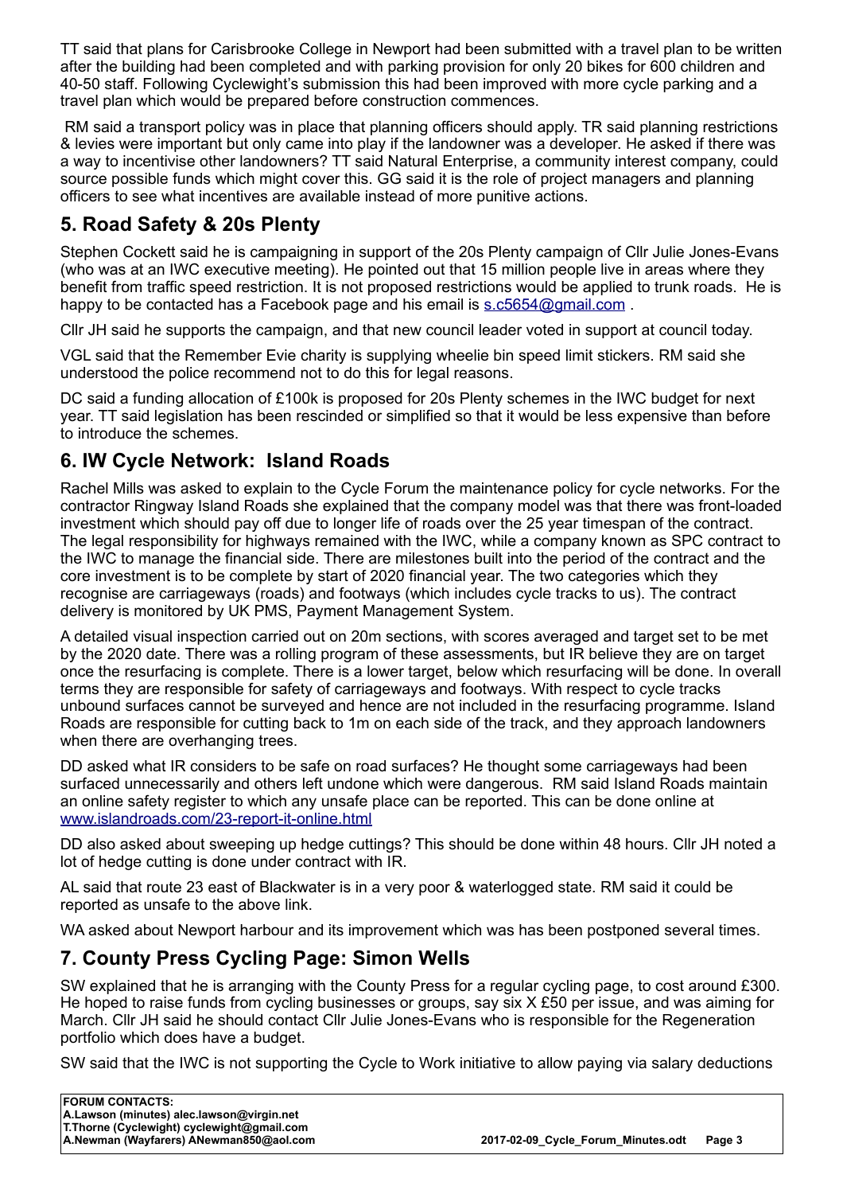TT said that plans for Carisbrooke College in Newport had been submitted with a travel plan to be written after the building had been completed and with parking provision for only 20 bikes for 600 children and 40-50 staff. Following Cyclewight's submission this had been improved with more cycle parking and a travel plan which would be prepared before construction commences.

RM said a transport policy was in place that planning officers should apply. TR said planning restrictions & levies were important but only came into play if the landowner was a developer. He asked if there was a way to incentivise other landowners? TT said Natural Enterprise, a community interest company, could source possible funds which might cover this. GG said it is the role of project managers and planning officers to see what incentives are available instead of more punitive actions.

## 5. Road Safety & 20s Plenty

Stephen Cockett said he is campaigning in support of the 20s Plenty campaign of Cllr Julie Jones-Evans (who was at an IWC executive meeting). He pointed out that 15 million people live in areas where they benefit from traffic speed restriction. It is not proposed restrictions would be applied to trunk roads. He is happy to be contacted has a Facebook page and his email is s.c5654@gmail.com .

Cllr JH said he supports the campaign, and that new council leader voted in support at council today.

VGL said that the Remember Evie charity is supplying wheelie bin speed limit stickers. RM said she understood the police recommend not to do this for legal reasons.

DC said a funding allocation of £100k is proposed for 20s Plenty schemes in the IWC budget for next year. TT said legislation has been rescinded or simplified so that it would be less expensive than before to introduce the schemes.

## 6. IW Cycle Network: Island Roads

Rachel Mills was asked to explain to the Cycle Forum the maintenance policy for cycle networks. For the contractor Ringway Island Roads she explained that the company model was that there was front-loaded investment which should pay off due to longer life of roads over the 25 year timespan of the contract. The legal responsibility for highways remained with the IWC, while a company known as SPC contract to the IWC to manage the financial side. There are milestones built into the period of the contract and the core investment is to be complete by start of 2020 financial year. The two categories which they recognise are carriageways (roads) and footways (which includes cycle tracks to us). The contract delivery is monitored by UK PMS, Payment Management System.

A detailed visual inspection carried out on 20m sections, with scores averaged and target set to be met by the 2020 date. There was a rolling program of these assessments, but IR believe they are on target once the resurfacing is complete. There is a lower target, below which resurfacing will be done. In overall terms they are responsible for safety of carriageways and footways. With respect to cycle tracks unbound surfaces cannot be surveyed and hence are not included in the resurfacing programme. Island Roads are responsible for cutting back to 1m on each side of the track, and they approach landowners when there are overhanging trees.

DD asked what IR considers to be safe on road surfaces? He thought some carriageways had been surfaced unnecessarily and others left undone which were dangerous. RM said Island Roads maintain an online safety register to which any unsafe place can be reported. This can be done online at www.islandroads.com/23-report-it-online.html

DD also asked about sweeping up hedge cuttings? This should be done within 48 hours. Cllr JH noted a lot of hedge cutting is done under contract with IR.

AL said that route 23 east of Blackwater is in a very poor & waterlogged state. RM said it could be reported as unsafe to the above link.

WA asked about Newport harbour and its improvement which was has been postponed several times.

## 7. County Press Cycling Page: Simon Wells

SW explained that he is arranging with the County Press for a regular cycling page, to cost around £300. He hoped to raise funds from cycling businesses or groups, say six X £50 per issue, and was aiming for March. Cllr JH said he should contact Cllr Julie Jones-Evans who is responsible for the Regeneration portfolio which does have a budget.

SW said that the IWC is not supporting the Cycle to Work initiative to allow paying via salary deductions

**FORUM CONTACTS:**
**A.Lawson (minutes) alec.lawson@virgin.net**
**T.Thorne (Cyclewight) cyclewight@gmail.com**
**A.Newman (Wayfarers) ANewman850@aol.com**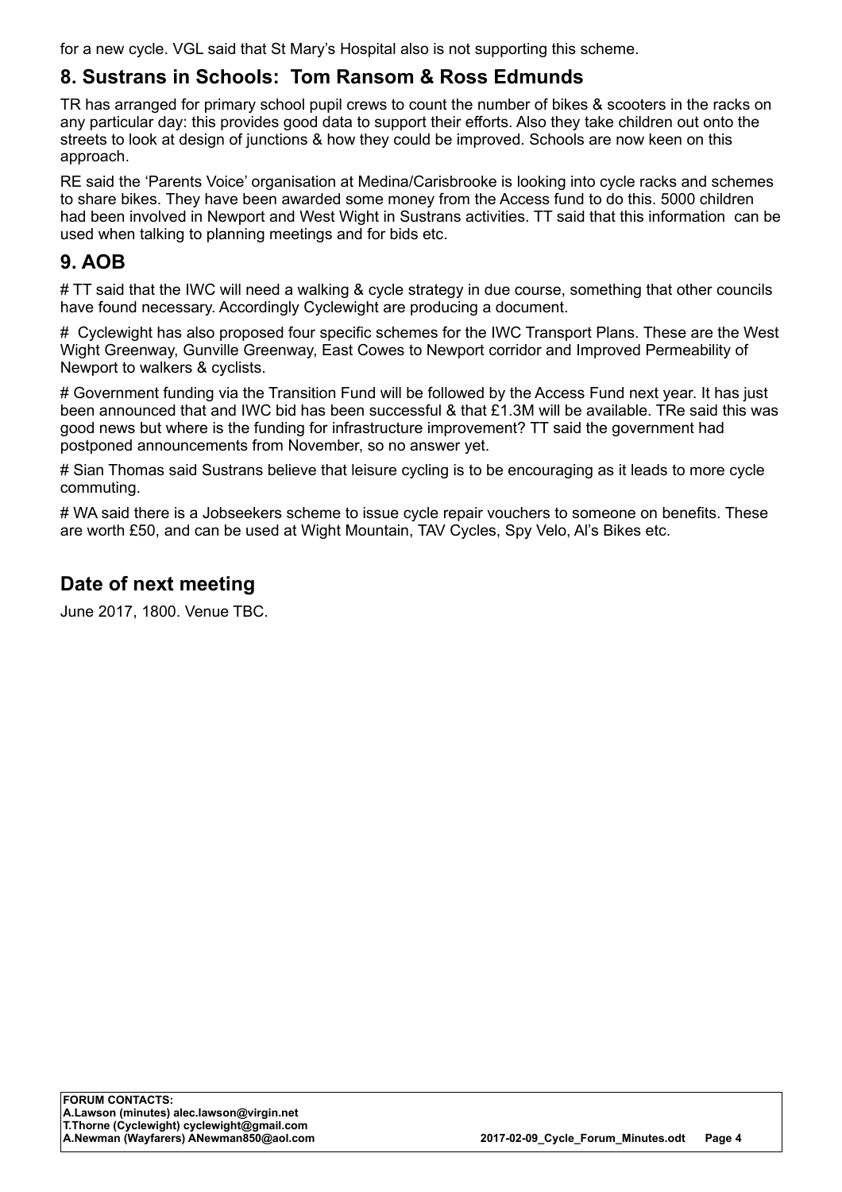for a new cycle. VGL said that St Mary's Hospital also is not supporting this scheme.

## 8. Sustrans in Schools: Tom Ransom & Ross Edmunds

TR has arranged for primary school pupil crews to count the number of bikes & scooters in the racks on any particular day: this provides good data to support their efforts. Also they take children out onto the streets to look at design of junctions & how they could be improved. Schools are now keen on this approach.

RE said the 'Parents Voice' organisation at Medina/Carisbrooke is looking into cycle racks and schemes to share bikes. They have been awarded some money from the Access fund to do this. 5000 children had been involved in Newport and West Wight in Sustrans activities. TT said that this information can be used when talking to planning meetings and for bids etc.

## 9. AOB

# TT said that the IWC will need a walking & cycle strategy in due course, something that other councils have found necessary. Accordingly Cyclewight are producing a document.

# Cyclewight has also proposed four specific schemes for the IWC Transport Plans. These are the West Wight Greenway, Gunville Greenway, East Cowes to Newport corridor and Improved Permeability of Newport to walkers & cyclists.

# Government funding via the Transition Fund will be followed by the Access Fund next year. It has just been announced that and IWC bid has been successful & that £1.3M will be available. TRe said this was good news but where is the funding for infrastructure improvement? TT said the government had postponed announcements from November, so no answer yet.

# Sian Thomas said Sustrans believe that leisure cycling is to be encouraging as it leads to more cycle commuting.

# WA said there is a Jobseekers scheme to issue cycle repair vouchers to someone on benefits. These are worth £50, and can be used at Wight Mountain, TAV Cycles, Spy Velo, Al's Bikes etc.

## Date of next meeting

June 2017, 1800. Venue TBC.

**FORUM CONTACTS:**
**A.Lawson (minutes) alec.lawson@virgin.net**
**T.Thorne (Cyclewight) cyclewight@gmail.com**
**A.Newman (Wayfarers) ANewman850@aol.com**